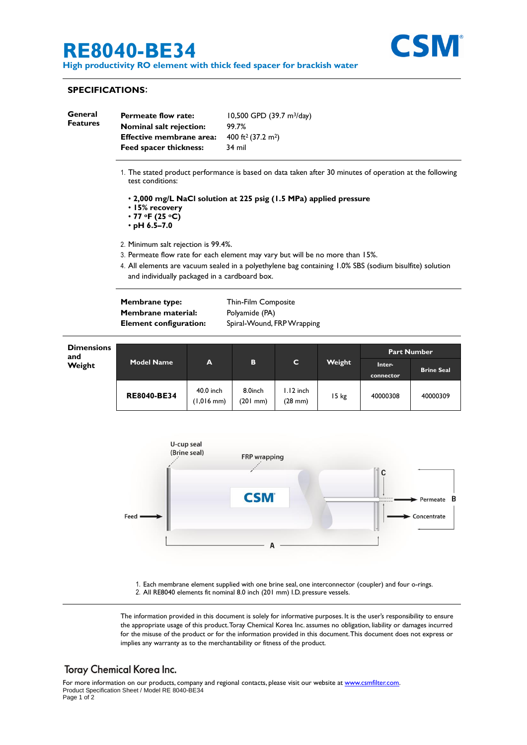# RE8040-BE34

**High productivity RO element with thick feed spacer for brackish water**

CSM®

## SPECIFICATIONS:

### General Features

| | |
|---|---|
| **Permeate flow rate:** | 10,500 GPD (39.7 $m^3$/day) |
| **Nominal salt rejection:** | 99.7% |
| **Effective membrane area:** | 400 $ft^2$ (37.2 $m^2$) |
| **Feed spacer thickness:** | 34 mil |

1. The stated product performance is based on data taken after 30 minutes of operation at the following test conditions:

   - **2,000 mg/L NaCl solution at 225 psig (1.5 MPa) applied pressure**
   - **15% recovery**
   - **77 °F (25 °C)**
   - **pH 6.5–7.0**

2. Minimum salt rejection is 99.4%.
3. Permeate flow rate for each element may vary but will be no more than 15%.
4. All elements are vacuum sealed in a polyethylene bag containing 1.0% SBS (sodium bisulfite) solution and individually packaged in a cardboard box.

| | |
|---|---|
| **Membrane type:** | Thin-Film Composite |
| **Membrane material:** | Polyamide (PA) |
| **Element configuration:** | Spiral-Wound, FRP Wrapping |

### Dimensions and Weight

| Model Name | A | B | C | Weight | Part Number | |
|---|---|---|---|---|---|---|
| | | | | | Inter-connector | Brine Seal |
| **RE8040-BE34** | 40.0 inch (1,016 mm) | 8.0inch (201 mm) | 1.12 inch (28 mm) | 15 kg | 40000308 | 40000309 |

U-cup seal (Brine seal) · FRP wrapping · Feed · Permeate · Concentrate · A · B · C

1. Each membrane element supplied with one brine seal, one interconnector (coupler) and four o-rings.
2. All RE8040 elements fit nominal 8.0 inch (201 mm) I.D. pressure vessels.

The information provided in this document is solely for informative purposes. It is the user's responsibility to ensure the appropriate usage of this product. Toray Chemical Korea Inc. assumes no obligation, liability or damages incurred for the misuse of the product or for the information provided in this document. This document does not express or implies any warranty as to the merchantability or fitness of the product.

**Toray Chemical Korea Inc.**

For more information on our products, company and regional contacts, please visit our website at www.csmfilter.com.
Product Specification Sheet / Model RE 8040-BE34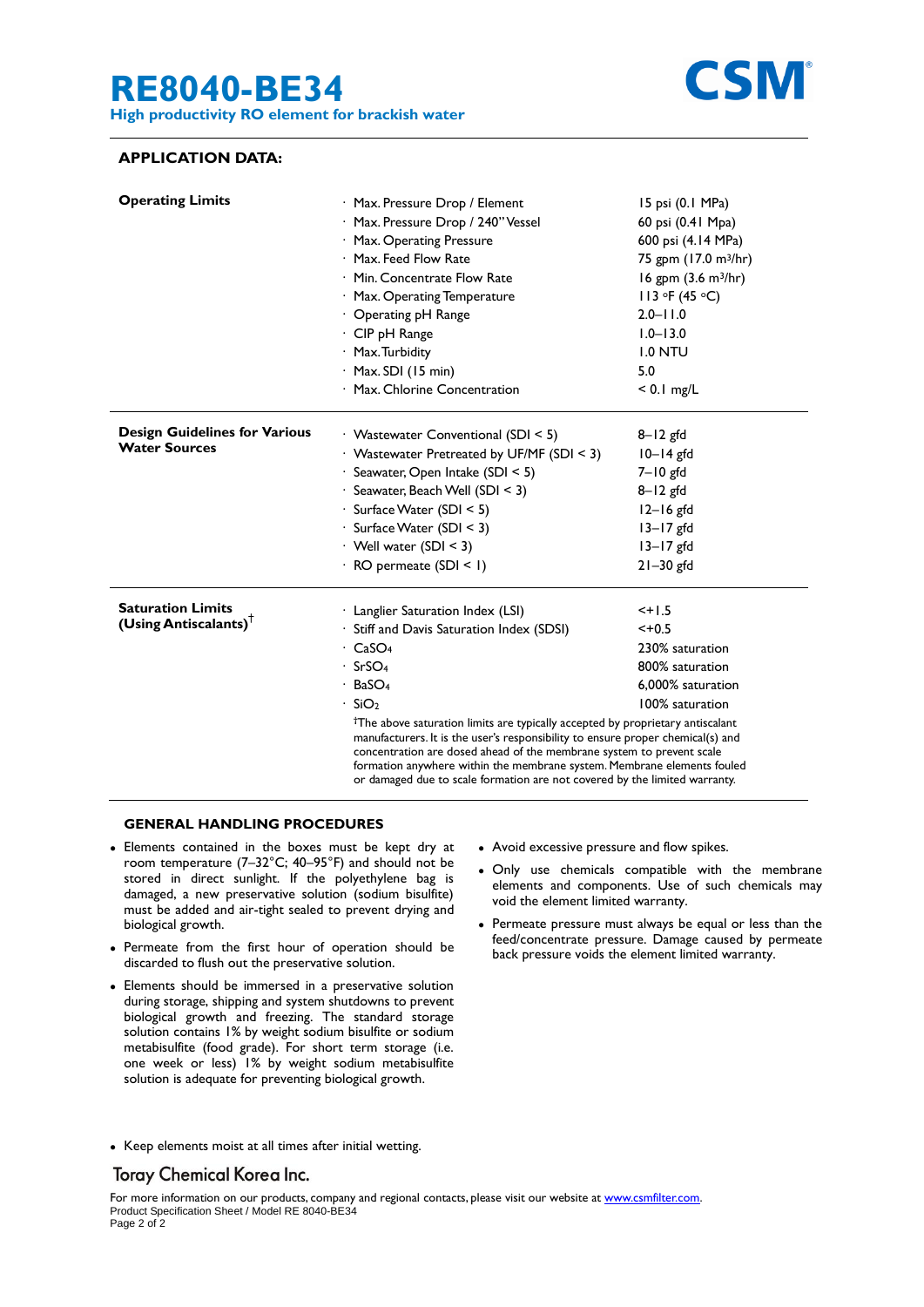# RE8040-BE34

**High productivity RO element for brackish water**

CSM

## APPLICATION DATA:

| | | |
|---|---|---|
| **Operating Limits** | · Max. Pressure Drop / Element | 15 psi (0.1 MPa) |
| | · Max. Pressure Drop / 240" Vessel | 60 psi (0.41 Mpa) |
| | · Max. Operating Pressure | 600 psi (4.14 MPa) |
| | · Max. Feed Flow Rate | 75 gpm (17.0 $m^3$/hr) |
| | · Min. Concentrate Flow Rate | 16 gpm (3.6 $m^3$/hr) |
| | · Max. Operating Temperature | 113 °F (45 °C) |
| | · Operating pH Range | 2.0–11.0 |
| | · CIP pH Range | 1.0–13.0 |
| | · Max. Turbidity | 1.0 NTU |
| | · Max. SDI (15 min) | 5.0 |
| | · Max. Chlorine Concentration | < 0.1 mg/L |
| **Design Guidelines for Various Water Sources** | · Wastewater Conventional (SDI < 5) | 8–12 gfd |
| | · Wastewater Pretreated by UF/MF (SDI < 3) | 10–14 gfd |
| | · Seawater, Open Intake (SDI < 5) | 7–10 gfd |
| | · Seawater, Beach Well (SDI < 3) | 8–12 gfd |
| | · Surface Water (SDI < 5) | 12–16 gfd |
| | · Surface Water (SDI < 3) | 13–17 gfd |
| | · Well water (SDI < 3) | 13–17 gfd |
| | · RO permeate (SDI < 1) | 21–30 gfd |
| **Saturation Limits (Using Antiscalants)**† | · Langlier Saturation Index (LSI) | <+1.5 |
| | · Stiff and Davis Saturation Index (SDSI) | <+0.5 |
| | · $CaSO_4$ | 230% saturation |
| | · $SrSO_4$ | 800% saturation |
| | · $BaSO_4$ | 6,000% saturation |
| | · $SiO_2$ | 100% saturation |

†The above saturation limits are typically accepted by proprietary antiscalant manufacturers. It is the user's responsibility to ensure proper chemical(s) and concentration are dosed ahead of the membrane system to prevent scale formation anywhere within the membrane system. Membrane elements fouled or damaged due to scale formation are not covered by the limited warranty.

### GENERAL HANDLING PROCEDURES

- Elements contained in the boxes must be kept dry at room temperature (7–32°C; 40–95°F) and should not be stored in direct sunlight. If the polyethylene bag is damaged, a new preservative solution (sodium bisulfite) must be added and air-tight sealed to prevent drying and biological growth.
- Permeate from the first hour of operation should be discarded to flush out the preservative solution.
- Elements should be immersed in a preservative solution during storage, shipping and system shutdowns to prevent biological growth and freezing. The standard storage solution contains 1% by weight sodium bisulfite or sodium metabisulfite (food grade). For short term storage (i.e. one week or less) 1% by weight sodium metabisulfite solution is adequate for preventing biological growth.
- Avoid excessive pressure and flow spikes.
- Only use chemicals compatible with the membrane elements and components. Use of such chemicals may void the element limited warranty.
- Permeate pressure must always be equal or less than the feed/concentrate pressure. Damage caused by permeate back pressure voids the element limited warranty.
- Keep elements moist at all times after initial wetting.

Toray Chemical Korea Inc.

For more information on our products, company and regional contacts, please visit our website at www.csmfilter.com.

Product Specification Sheet / Model RE 8040-BE34